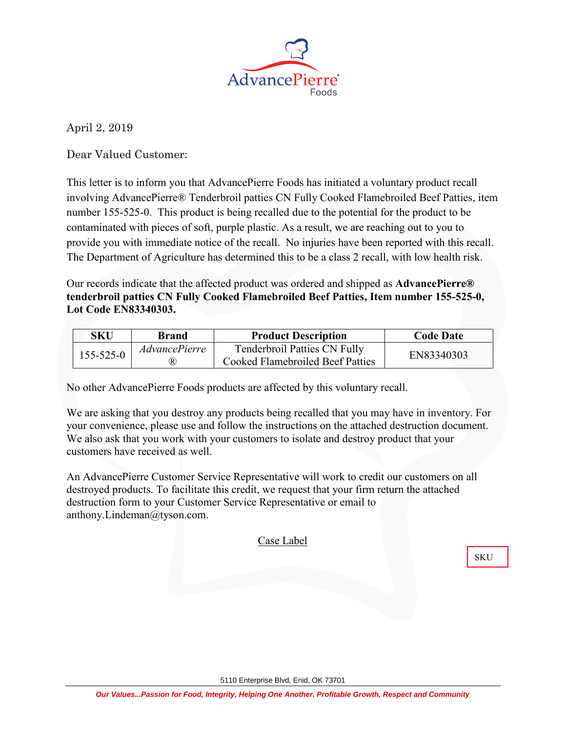AdvancePierre® Foods

April 2, 2019

Dear Valued Customer:

This letter is to inform you that AdvancePierre Foods has initiated a voluntary product recall involving AdvancePierre® Tenderbroil patties CN Fully Cooked Flamebroiled Beef Patties, item number 155-525-0. This product is being recalled due to the potential for the product to be contaminated with pieces of soft, purple plastic. As a result, we are reaching out to you to provide you with immediate notice of the recall. No injuries have been reported with this recall. The Department of Agriculture has determined this to be a class 2 recall, with low health risk.

Our records indicate that the affected product was ordered and shipped as **AdvancePierre® tenderbroil patties CN Fully Cooked Flamebroiled Beef Patties, Item number 155-525-0, Lot Code EN83340303.**

| SKU | Brand | Product Description | Code Date |
|---|---|---|---|
| 155-525-0 | *AdvancePierre* ® | Tenderbroil Patties CN Fully Cooked Flamebroiled Beef Patties | EN83340303 |

No other AdvancePierre Foods products are affected by this voluntary recall.

We are asking that you destroy any products being recalled that you may have in inventory. For your convenience, please use and follow the instructions on the attached destruction document. We also ask that you work with your customers to isolate and destroy product that your customers have received as well.

An AdvancePierre Customer Service Representative will work to credit our customers on all destroyed products. To facilitate this credit, we request that your firm return the attached destruction form to your Customer Service Representative or email to anthony.Lindeman@tyson.com.

Case Label

SKU

5110 Enterprise Blvd, Enid, OK 73701

*Our Values...Passion for Food, Integrity, Helping One Another, Profitable Growth, Respect and Community*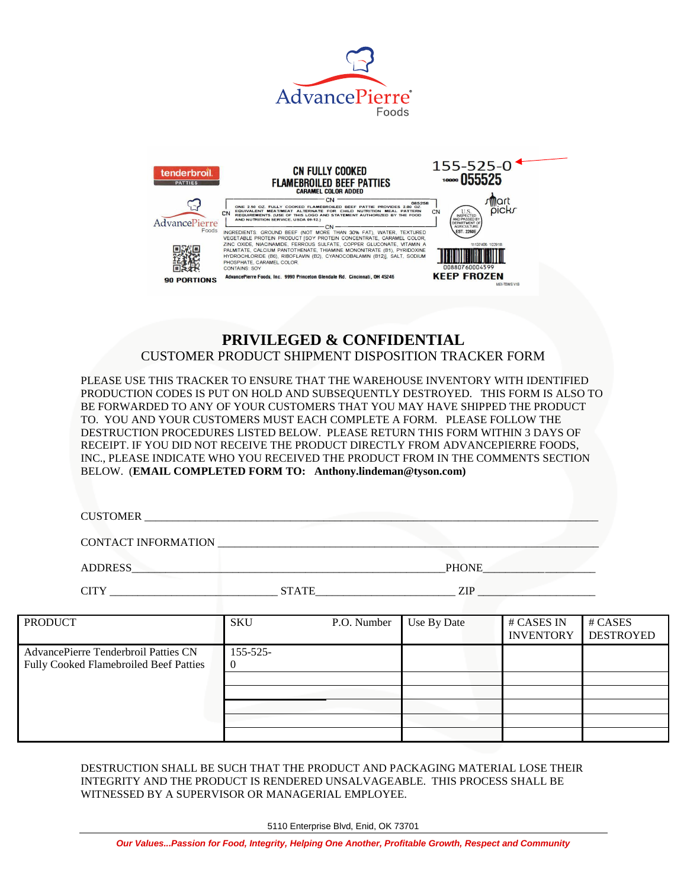# PRIVILEGED & CONFIDENTIAL

## CUSTOMER PRODUCT SHIPMENT DISPOSITION TRACKER FORM

PLEASE USE THIS TRACKER TO ENSURE THAT THE WAREHOUSE INVENTORY WITH IDENTIFIED PRODUCTION CODES IS PUT ON HOLD AND SUBSEQUENTLY DESTROYED. THIS FORM IS ALSO TO BE FORWARDED TO ANY OF YOUR CUSTOMERS THAT YOU MAY HAVE SHIPPED THE PRODUCT TO. YOU AND YOUR CUSTOMERS MUST EACH COMPLETE A FORM. PLEASE FOLLOW THE DESTRUCTION PROCEDURES LISTED BELOW. PLEASE RETURN THIS FORM WITHIN 3 DAYS OF RECEIPT. IF YOU DID NOT RECEIVE THE PRODUCT DIRECTLY FROM ADVANCEPIERRE FOODS, INC., PLEASE INDICATE WHO YOU RECEIVED THE PRODUCT FROM IN THE COMMENTS SECTION BELOW. (**EMAIL COMPLETED FORM TO: Anthony.lindeman@tyson.com)**

CUSTOMER ______________________________________________________________

CONTACT INFORMATION ___________________________________________________

ADDRESS_____________________________________________ PHONE________________

CITY ________________________ STATE____________________ ZIP __________________

| PRODUCT | SKU | P.O. Number | Use By Date | # CASES IN INVENTORY | # CASES DESTROYED |
|---|---|---|---|---|---|
| AdvancePierre Tenderbroil Patties CN Fully Cooked Flamebroiled Beef Patties | 155-525-0 | | | | |
| | | | | | |
| | | | | | |
| | | | | | |
| | | | | | |
| | | | | | |

DESTRUCTION SHALL BE SUCH THAT THE PRODUCT AND PACKAGING MATERIAL LOSE THEIR INTEGRITY AND THE PRODUCT IS RENDERED UNSALVAGEABLE. THIS PROCESS SHALL BE WITNESSED BY A SUPERVISOR OR MANAGERIAL EMPLOYEE.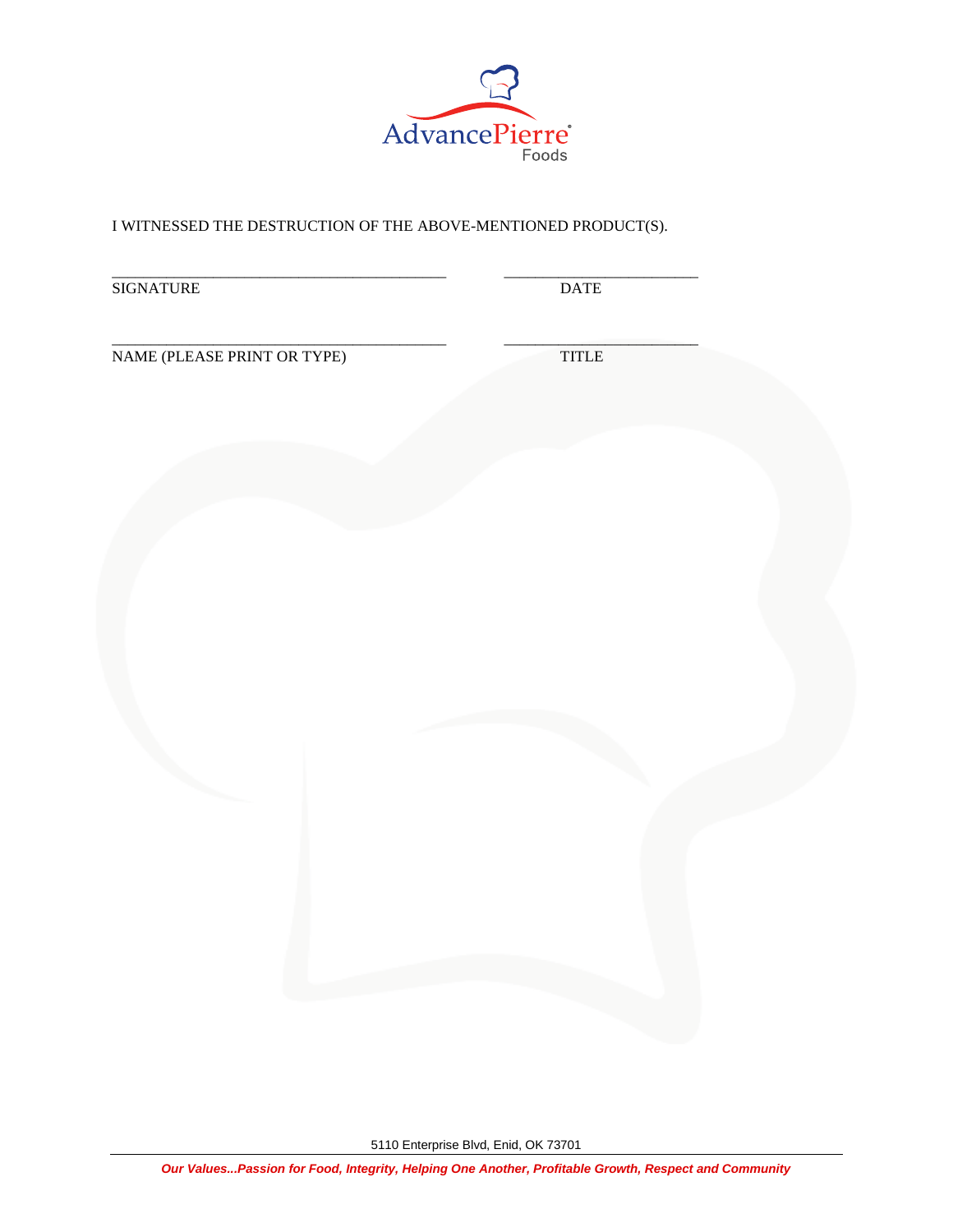AdvancePierre Foods

I WITNESSED THE DESTRUCTION OF THE ABOVE-MENTIONED PRODUCT(S).

_____________________________________________ _________________________

SIGNATURE DATE

_____________________________________________ _________________________

NAME (PLEASE PRINT OR TYPE) TITLE

5110 Enterprise Blvd, Enid, OK 73701

***Our Values...Passion for Food, Integrity, Helping One Another, Profitable Growth, Respect and Community***